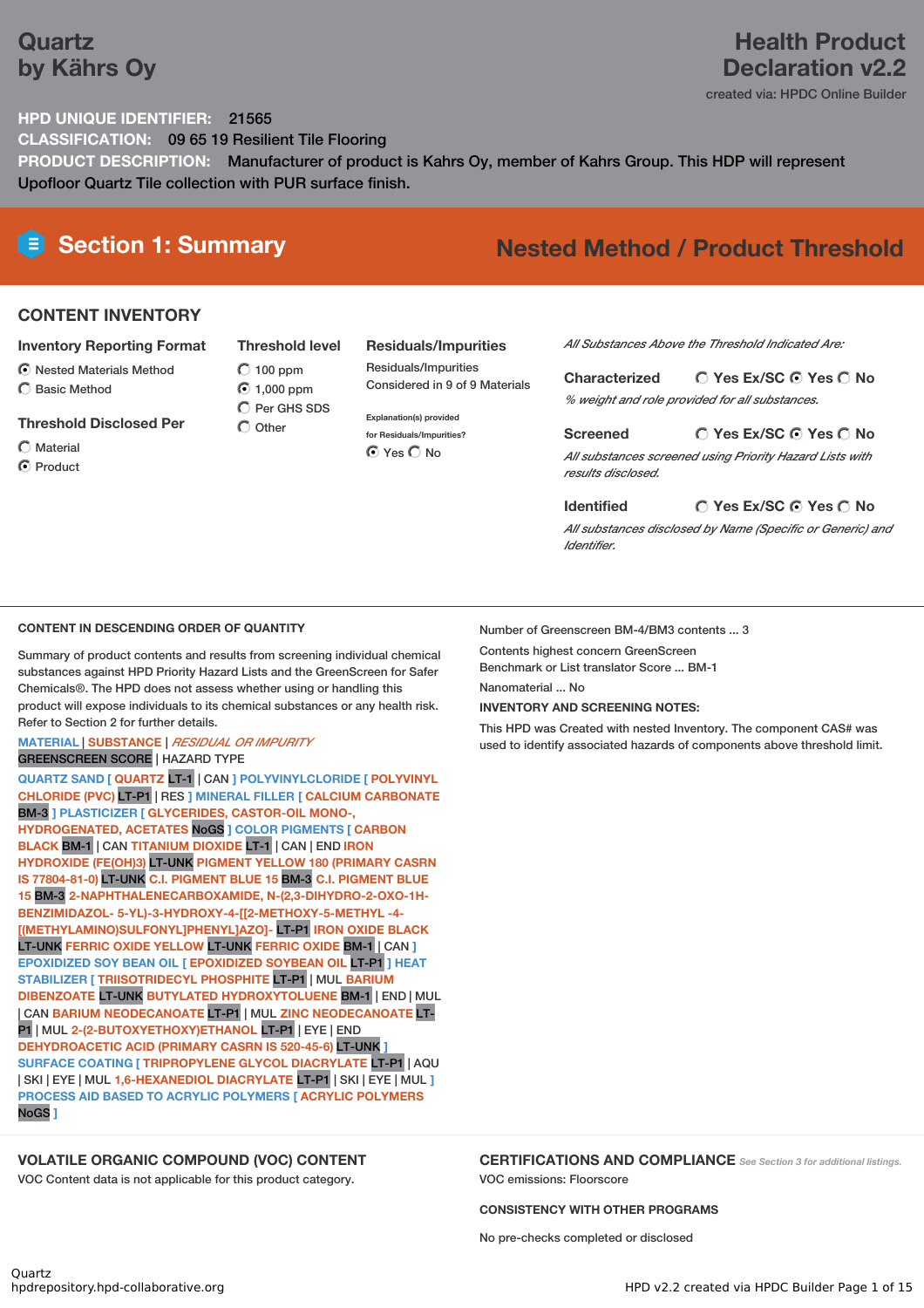# Quartz by Kährs Oy

## Health Product Declaration v2.2

created via: HPDC Online Builder

**HPD UNIQUE IDENTIFIER:** 21565

**CLASSIFICATION:** 09 65 19 Resilient Tile Flooring

**PRODUCT DESCRIPTION:** Manufacturer of product is Kahrs Oy, member of Kahrs Group. This HDP will represent Upfloor Quartz Tile collection with PUR surface finish.

## Section 1: Summary

**Nested Method / Product Threshold**

### CONTENT INVENTORY

**Inventory Reporting Format**

- ◉ Nested Materials Method
- ○ Basic Method

**Threshold Disclosed Per**

- ○ Material
- ◉ Product

**Threshold level**

- ○ 100 ppm
- ◉ 1,000 ppm
- ○ Per GHS SDS
- ○ Other

**Residuals/Impurities**

Residuals/Impurities Considered in 9 of 9 Materials

Explanation(s) provided for Residuals/Impurities?

◉ Yes ○ No

*All Substances Above the Threshold Indicated Are:*

**Characterized** ○ Yes Ex/SC ◉ Yes ○ No

*% weight and role provided for all substances.*

**Screened** ○ Yes Ex/SC ◉ Yes ○ No

*All substances screened using Priority Hazard Lists with results disclosed.*

**Identified** ○ Yes Ex/SC ◉ Yes ○ No

*All substances disclosed by Name (Specific or Generic) and Identifier.*

### CONTENT IN DESCENDING ORDER OF QUANTITY

Summary of product contents and results from screening individual chemical substances against HPD Priority Hazard Lists and the GreenScreen for Safer Chemicals®. The HPD does not assess whether using or handling this product will expose individuals to its chemical substances or any health risk. Refer to Section 2 for further details.

MATERIAL | SUBSTANCE | *RESIDUAL OR IMPURITY*
GREENSCREEN SCORE | HAZARD TYPE

QUARTZ SAND [ QUARTZ LT-1 | CAN ] POLYVINYLCLORIDE [ POLYVINYL CHLORIDE (PVC) LT-P1 | RES ] MINERAL FILLER [ CALCIUM CARBONATE BM-3 ] PLASTICIZER [ GLYCERIDES, CASTOR-OIL MONO-, HYDROGENATED, ACETATES NoGS ] COLOR PIGMENTS [ CARBON BLACK BM-1 | CAN TITANIUM DIOXIDE LT-1 | CAN | END IRON HYDROXIDE (FE(OH)3) LT-UNK PIGMENT YELLOW 180 (PRIMARY CASRN IS 77804-81-0) LT-UNK C.I. PIGMENT BLUE 15 BM-3 C.I. PIGMENT BLUE 15 BM-3 2-NAPHTHALENECARBOXAMIDE, N-(2,3-DIHYDRO-2-OXO-1H-BENZIMIDAZOL- 5-YL)-3-HYDROXY-4-[[2-METHOXY-5-METHYL -4-[(METHYLAMINO)SULFONYL]PHENYL]AZO]- LT-P1 IRON OXIDE BLACK LT-UNK FERRIC OXIDE YELLOW LT-UNK FERRIC OXIDE BM-1 | CAN ] EPOXIDIZED SOY BEAN OIL [ EPOXIDIZED SOYBEAN OIL LT-P1 ] HEAT STABILIZER [ TRIISOTRIDECYL PHOSPHITE LT-P1 | MUL BARIUM DIBENZOATE LT-UNK BUTYLATED HYDROXYTOLUENE BM-1 | END | MUL | CAN BARIUM NEODECANOATE LT-P1 | MUL ZINC NEODECANOATE LT-P1 | MUL 2-(2-BUTOXYETHOXY)ETHANOL LT-P1 | EYE | END DEHYDROACETIC ACID (PRIMARY CASRN IS 520-45-6) LT-UNK ] SURFACE COATING [ TRIPROPYLENE GLYCOL DIACRYLATE LT-P1 | AQU | SKI | EYE | MUL 1,6-HEXANEDIOL DIACRYLATE LT-P1 | SKI | EYE | MUL ] PROCESS AID BASED TO ACRYLIC POLYMERS [ ACRYLIC POLYMERS NoGS ]

Number of Greenscreen BM-4/BM3 contents ... 3

Contents highest concern GreenScreen Benchmark or List translator Score ... BM-1

Nanomaterial ... No

**INVENTORY AND SCREENING NOTES:**

This HPD was Created with nested Inventory. The component CAS# was used to identify associated hazards of components above threshold limit.

### VOLATILE ORGANIC COMPOUND (VOC) CONTENT

VOC Content data is not applicable for this product category.

### CERTIFICATIONS AND COMPLIANCE

*See Section 3 for additional listings.*

VOC emissions: Floorscore

**CONSISTENCY WITH OTHER PROGRAMS**

No pre-checks completed or disclosed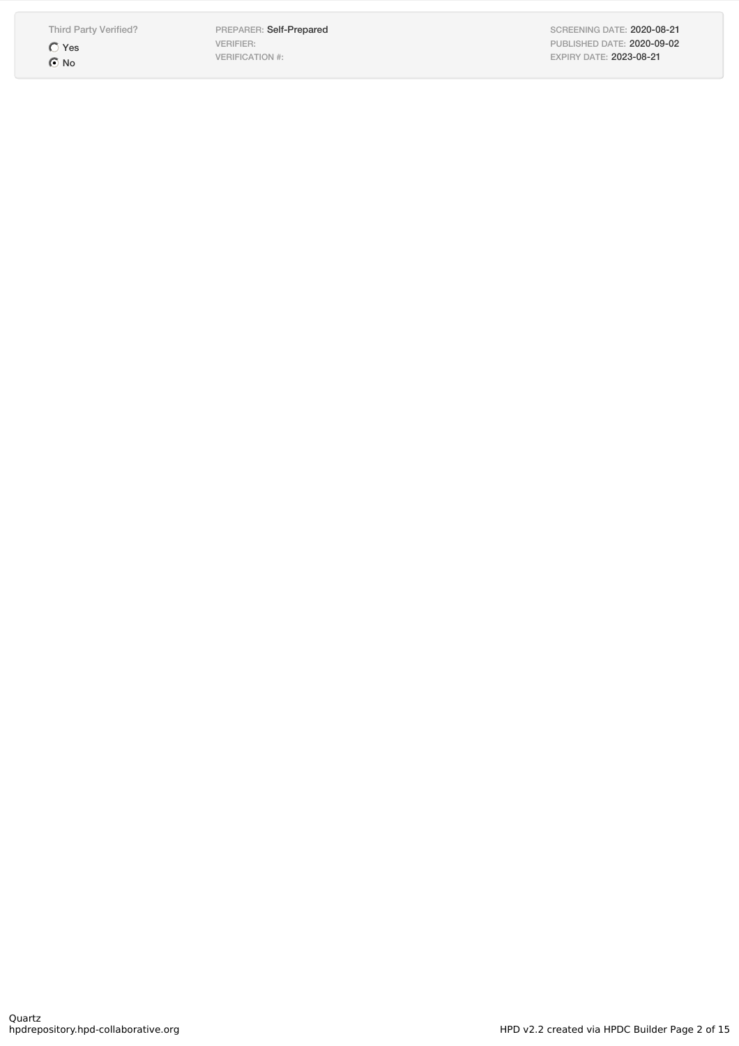| Third Party Verified? | | |
|---|---|---|
| ○ Yes | PREPARER: Self-Prepared | SCREENING DATE: 2020-08-21 |
| ◉ No | VERIFIER: | PUBLISHED DATE: 2020-09-02 |
| | VERIFICATION #: | EXPIRY DATE: 2023-08-21 |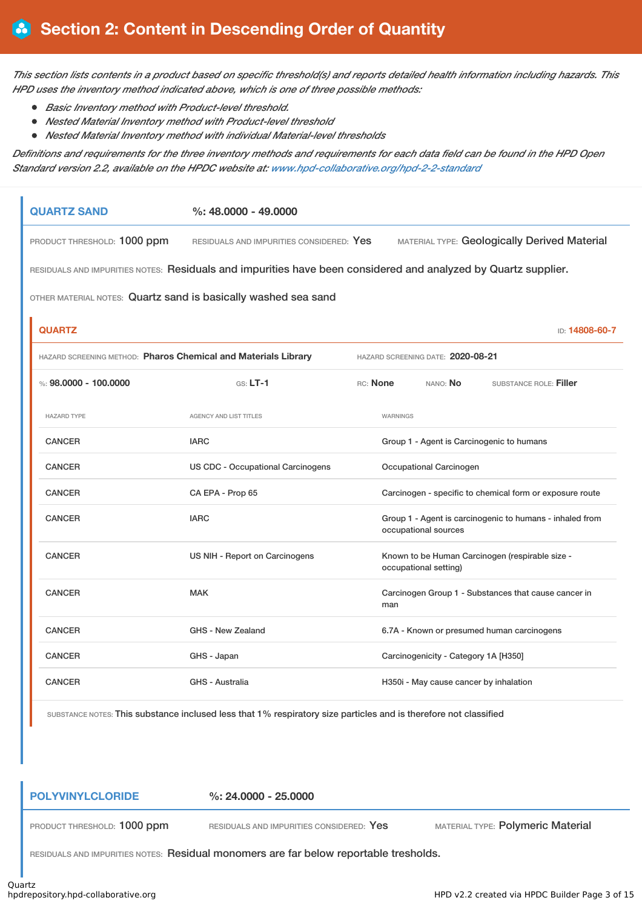## Section 2: Content in Descending Order of Quantity

*This section lists contents in a product based on specific threshold(s) and reports detailed health information including hazards. This HPD uses the inventory method indicated above, which is one of three possible methods:*

- *Basic Inventory method with Product-level threshold.*
- *Nested Material Inventory method with Product-level threshold*
- *Nested Material Inventory method with individual Material-level thresholds*

*Definitions and requirements for the three inventory methods and requirements for each data field can be found in the HPD Open Standard version 2.2, available on the HPDC website at: www.hpd-collaborative.org/hpd-2-2-standard*

---

### QUARTZ SAND — %: 48.0000 - 49.0000

PRODUCT THRESHOLD: **1000 ppm** RESIDUALS AND IMPURITIES CONSIDERED: **Yes** MATERIAL TYPE: **Geologically Derived Material**

RESIDUALS AND IMPURITIES NOTES: Residuals and impurities have been considered and analyzed by Quartz supplier.

OTHER MATERIAL NOTES: Quartz sand is basically washed sea sand

#### QUARTZ — ID: 14808-60-7

HAZARD SCREENING METHOD: **Pharos Chemical and Materials Library** HAZARD SCREENING DATE: **2020-08-21**

%: **98.0000 - 100.0000** GS: **LT-1** RC: **None** NANO: **No** SUBSTANCE ROLE: **Filler**

| HAZARD TYPE | AGENCY AND LIST TITLES | WARNINGS |
|---|---|---|
| CANCER | IARC | Group 1 - Agent is Carcinogenic to humans |
| CANCER | US CDC - Occupational Carcinogens | Occupational Carcinogen |
| CANCER | CA EPA - Prop 65 | Carcinogen - specific to chemical form or exposure route |
| CANCER | IARC | Group 1 - Agent is carcinogenic to humans - inhaled from occupational sources |
| CANCER | US NIH - Report on Carcinogens | Known to be Human Carcinogen (respirable size - occupational setting) |
| CANCER | MAK | Carcinogen Group 1 - Substances that cause cancer in man |
| CANCER | GHS - New Zealand | 6.7A - Known or presumed human carcinogens |
| CANCER | GHS - Japan | Carcinogenicity - Category 1A [H350] |
| CANCER | GHS - Australia | H350i - May cause cancer by inhalation |

SUBSTANCE NOTES: This substance inclused less that 1% respiratory size particles and is therefore not classified

---

### POLYVINYLCLORIDE — %: 24.0000 - 25.0000

PRODUCT THRESHOLD: **1000 ppm** RESIDUALS AND IMPURITIES CONSIDERED: **Yes** MATERIAL TYPE: **Polymeric Material**

RESIDUALS AND IMPURITIES NOTES: Residual monomers are far below reportable tresholds.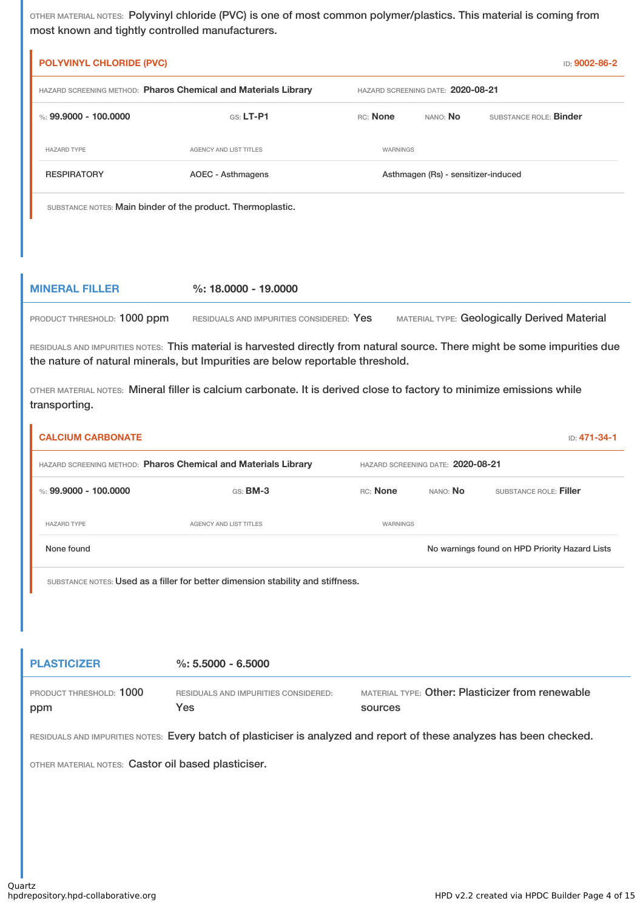OTHER MATERIAL NOTES: Polyvinyl chloride (PVC) is one of most common polymer/plastics. This material is coming from most known and tightly controlled manufacturers.

### POLYVINYL CHLORIDE (PVC)

ID: 9002-86-2

HAZARD SCREENING METHOD: **Pharos Chemical and Materials Library** HAZARD SCREENING DATE: **2020-08-21**

%: **99.9000 - 100.0000** GS: **LT-P1** RC: **None** NANO: **No** SUBSTANCE ROLE: **Binder**

| HAZARD TYPE | AGENCY AND LIST TITLES | WARNINGS |
| --- | --- | --- |
| RESPIRATORY | AOEC - Asthmagens | Asthmagen (Rs) - sensitizer-induced |

SUBSTANCE NOTES: Main binder of the product. Thermoplastic.

## MINERAL FILLER

%: 18.0000 - 19.0000

PRODUCT THRESHOLD: 1000 ppm RESIDUALS AND IMPURITIES CONSIDERED: Yes MATERIAL TYPE: Geologically Derived Material

RESIDUALS AND IMPURITIES NOTES: This material is harvested directly from natural source. There might be some impurities due the nature of natural minerals, but Impurities are below reportable threshold.

OTHER MATERIAL NOTES: Mineral filler is calcium carbonate. It is derived close to factory to minimize emissions while transporting.

### CALCIUM CARBONATE

ID: 471-34-1

HAZARD SCREENING METHOD: **Pharos Chemical and Materials Library** HAZARD SCREENING DATE: **2020-08-21**

%: **99.9000 - 100.0000** GS: **BM-3** RC: **None** NANO: **No** SUBSTANCE ROLE: **Filler**

| HAZARD TYPE | AGENCY AND LIST TITLES | WARNINGS |
| --- | --- | --- |
| None found | | No warnings found on HPD Priority Hazard Lists |

SUBSTANCE NOTES: Used as a filler for better dimension stability and stiffness.

## PLASTICIZER

%: 5.5000 - 6.5000

PRODUCT THRESHOLD: 1000 ppm RESIDUALS AND IMPURITIES CONSIDERED: Yes MATERIAL TYPE: Other: Plasticizer from renewable sources

RESIDUALS AND IMPURITIES NOTES: Every batch of plasticiser is analyzed and report of these analyzes has been checked.

OTHER MATERIAL NOTES: Castor oil based plasticiser.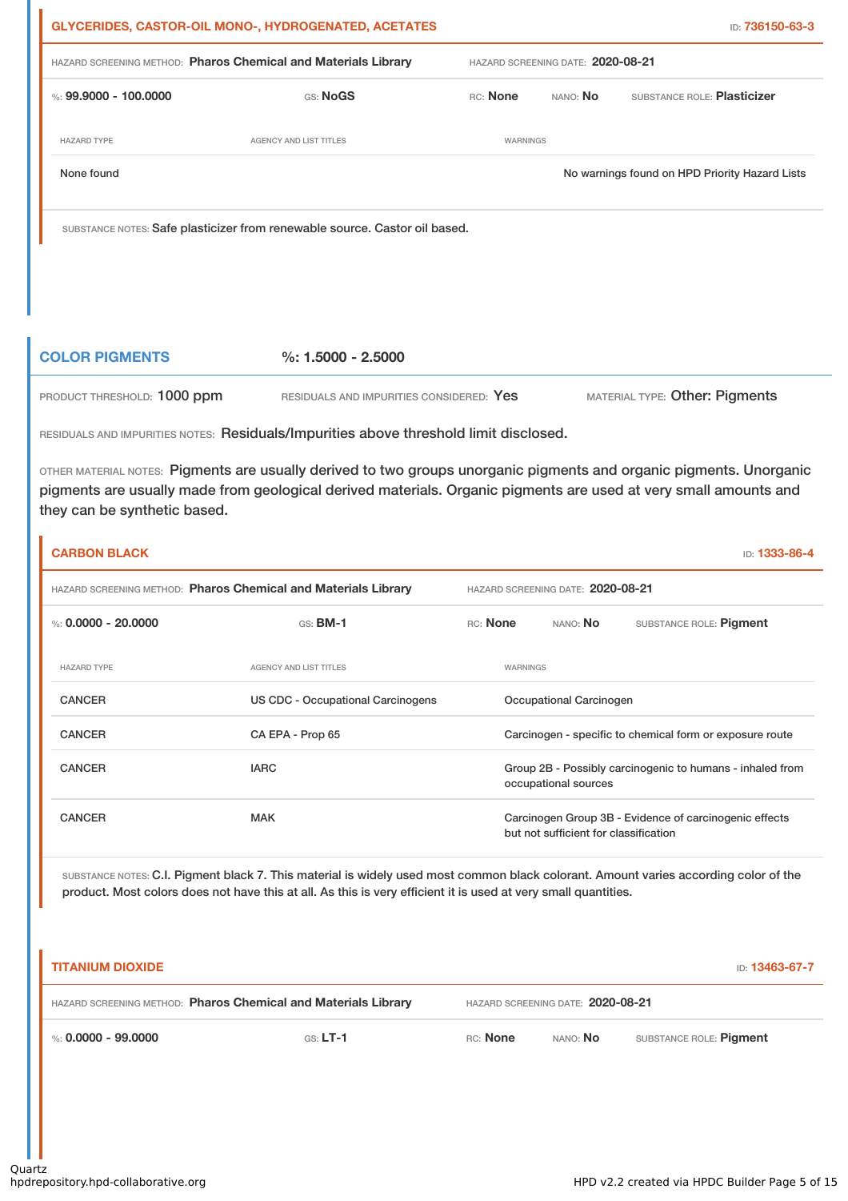### GLYCERIDES, CASTOR-OIL MONO-, HYDROGENATED, ACETATES

ID: 736150-63-3

HAZARD SCREENING METHOD: **Pharos Chemical and Materials Library** HAZARD SCREENING DATE: **2020-08-21**

%: **99.9000 - 100.0000** GS: **NoGS** RC: **None** NANO: **No** SUBSTANCE ROLE: **Plasticizer**

| HAZARD TYPE | AGENCY AND LIST TITLES | WARNINGS |
|---|---|---|
| None found | | No warnings found on HPD Priority Hazard Lists |

SUBSTANCE NOTES: Safe plasticizer from renewable source. Castor oil based.

## COLOR PIGMENTS

%: **1.5000 - 2.5000**

PRODUCT THRESHOLD: 1000 ppm RESIDUALS AND IMPURITIES CONSIDERED: Yes MATERIAL TYPE: Other: Pigments

RESIDUALS AND IMPURITIES NOTES: Residuals/Impurities above threshold limit disclosed.

OTHER MATERIAL NOTES: Pigments are usually derived to two groups unorganic pigments and organic pigments. Unorganic pigments are usually made from geological derived materials. Organic pigments are used at very small amounts and they can be synthetic based.

### CARBON BLACK

ID: 1333-86-4

HAZARD SCREENING METHOD: **Pharos Chemical and Materials Library** HAZARD SCREENING DATE: **2020-08-21**

%: **0.0000 - 20.0000** GS: **BM-1** RC: **None** NANO: **No** SUBSTANCE ROLE: **Pigment**

| HAZARD TYPE | AGENCY AND LIST TITLES | WARNINGS |
|---|---|---|
| CANCER | US CDC - Occupational Carcinogens | Occupational Carcinogen |
| CANCER | CA EPA - Prop 65 | Carcinogen - specific to chemical form or exposure route |
| CANCER | IARC | Group 2B - Possibly carcinogenic to humans - inhaled from occupational sources |
| CANCER | MAK | Carcinogen Group 3B - Evidence of carcinogenic effects but not sufficient for classification |

SUBSTANCE NOTES: C.I. Pigment black 7. This material is widely used most common black colorant. Amount varies according color of the product. Most colors does not have this at all. As this is very efficient it is used at very small quantities.

### TITANIUM DIOXIDE

ID: 13463-67-7

HAZARD SCREENING METHOD: **Pharos Chemical and Materials Library** HAZARD SCREENING DATE: **2020-08-21**

%: **0.0000 - 99.0000** GS: **LT-1** RC: **None** NANO: **No** SUBSTANCE ROLE: **Pigment**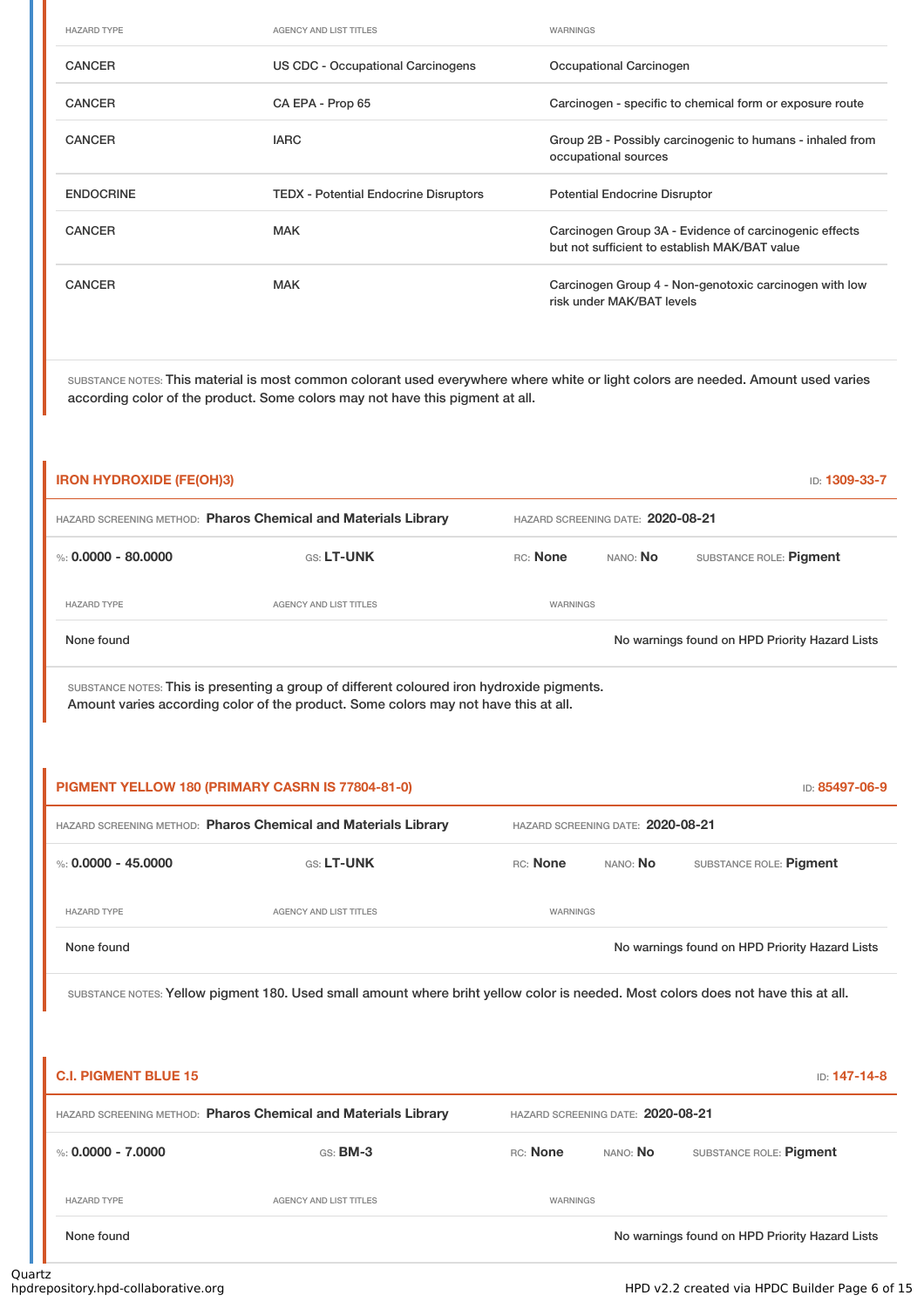| HAZARD TYPE | AGENCY AND LIST TITLES | WARNINGS |
|---|---|---|
| CANCER | US CDC - Occupational Carcinogens | Occupational Carcinogen |
| CANCER | CA EPA - Prop 65 | Carcinogen - specific to chemical form or exposure route |
| CANCER | IARC | Group 2B - Possibly carcinogenic to humans - inhaled from occupational sources |
| ENDOCRINE | TEDX - Potential Endocrine Disruptors | Potential Endocrine Disruptor |
| CANCER | MAK | Carcinogen Group 3A - Evidence of carcinogenic effects but not sufficient to establish MAK/BAT value |
| CANCER | MAK | Carcinogen Group 4 - Non-genotoxic carcinogen with low risk under MAK/BAT levels |

SUBSTANCE NOTES: This material is most common colorant used everywhere where white or light colors are needed. Amount used varies according color of the product. Some colors may not have this pigment at all.

## IRON HYDROXIDE (FE(OH)3)

ID: 1309-33-7

HAZARD SCREENING METHOD: **Pharos Chemical and Materials Library** HAZARD SCREENING DATE: **2020-08-21**

%: **0.0000 - 80.0000** GS: **LT-UNK** RC: **None** NANO: **No** SUBSTANCE ROLE: **Pigment**

| HAZARD TYPE | AGENCY AND LIST TITLES | WARNINGS |
|---|---|---|
| None found | | No warnings found on HPD Priority Hazard Lists |

SUBSTANCE NOTES: This is presenting a group of different coloured iron hydroxide pigments.
Amount varies according color of the product. Some colors may not have this at all.

## PIGMENT YELLOW 180 (PRIMARY CASRN IS 77804-81-0)

ID: 85497-06-9

HAZARD SCREENING METHOD: **Pharos Chemical and Materials Library** HAZARD SCREENING DATE: **2020-08-21**

%: **0.0000 - 45.0000** GS: **LT-UNK** RC: **None** NANO: **No** SUBSTANCE ROLE: **Pigment**

| HAZARD TYPE | AGENCY AND LIST TITLES | WARNINGS |
|---|---|---|
| None found | | No warnings found on HPD Priority Hazard Lists |

SUBSTANCE NOTES: Yellow pigment 180. Used small amount where briht yellow color is needed. Most colors does not have this at all.

## C.I. PIGMENT BLUE 15

ID: 147-14-8

HAZARD SCREENING METHOD: **Pharos Chemical and Materials Library** HAZARD SCREENING DATE: **2020-08-21**

%: **0.0000 - 7.0000** GS: **BM-3** RC: **None** NANO: **No** SUBSTANCE ROLE: **Pigment**

| HAZARD TYPE | AGENCY AND LIST TITLES | WARNINGS |
|---|---|---|
| None found | | No warnings found on HPD Priority Hazard Lists |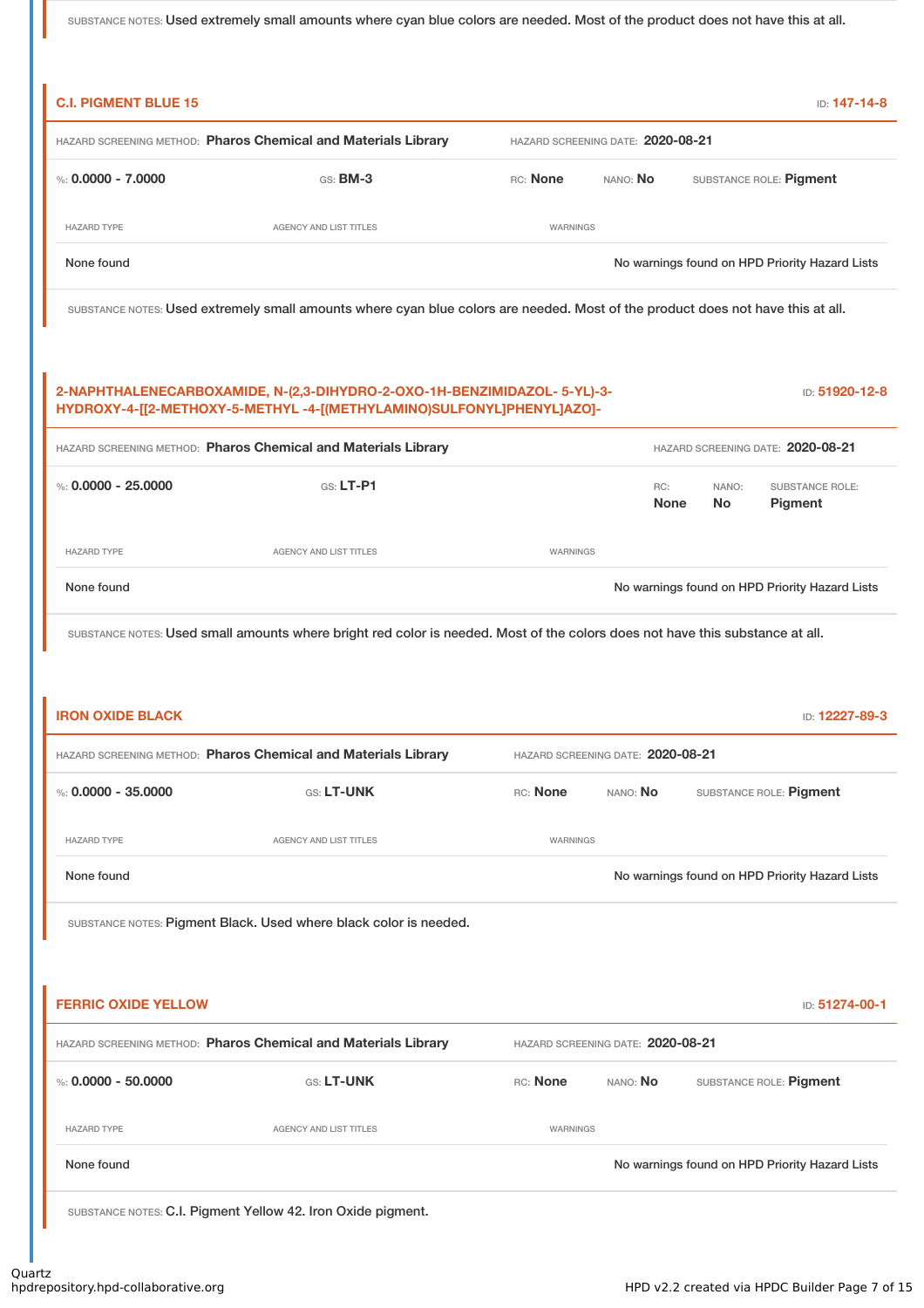SUBSTANCE NOTES: Used extremely small amounts where cyan blue colors are needed. Most of the product does not have this at all.

### C.I. PIGMENT BLUE 15

ID: **147-14-8**

HAZARD SCREENING METHOD: **Pharos Chemical and Materials Library** HAZARD SCREENING DATE: **2020-08-21**

%: **0.0000 - 7.0000** GS: **BM-3** RC: **None** NANO: **No** SUBSTANCE ROLE: **Pigment**

| HAZARD TYPE | AGENCY AND LIST TITLES | WARNINGS |
|---|---|---|
| None found | | No warnings found on HPD Priority Hazard Lists |

SUBSTANCE NOTES: Used extremely small amounts where cyan blue colors are needed. Most of the product does not have this at all.

### 2-NAPHTHALENECARBOXAMIDE, N-(2,3-DIHYDRO-2-OXO-1H-BENZIMIDAZOL- 5-YL)-3-HYDROXY-4-[[2-METHOXY-5-METHYL -4-[(METHYLAMINO)SULFONYL]PHENYL]AZO]-

ID: **51920-12-8**

HAZARD SCREENING METHOD: **Pharos Chemical and Materials Library** HAZARD SCREENING DATE: **2020-08-21**

%: **0.0000 - 25.0000** GS: **LT-P1** RC: **None** NANO: **No** SUBSTANCE ROLE: **Pigment**

| HAZARD TYPE | AGENCY AND LIST TITLES | WARNINGS |
|---|---|---|
| None found | | No warnings found on HPD Priority Hazard Lists |

SUBSTANCE NOTES: Used small amounts where bright red color is needed. Most of the colors does not have this substance at all.

### IRON OXIDE BLACK

ID: **12227-89-3**

HAZARD SCREENING METHOD: **Pharos Chemical and Materials Library** HAZARD SCREENING DATE: **2020-08-21**

%: **0.0000 - 35.0000** GS: **LT-UNK** RC: **None** NANO: **No** SUBSTANCE ROLE: **Pigment**

| HAZARD TYPE | AGENCY AND LIST TITLES | WARNINGS |
|---|---|---|
| None found | | No warnings found on HPD Priority Hazard Lists |

SUBSTANCE NOTES: Pigment Black. Used where black color is needed.

### FERRIC OXIDE YELLOW

ID: **51274-00-1**

HAZARD SCREENING METHOD: **Pharos Chemical and Materials Library** HAZARD SCREENING DATE: **2020-08-21**

%: **0.0000 - 50.0000** GS: **LT-UNK** RC: **None** NANO: **No** SUBSTANCE ROLE: **Pigment**

| HAZARD TYPE | AGENCY AND LIST TITLES | WARNINGS |
|---|---|---|
| None found | | No warnings found on HPD Priority Hazard Lists |

SUBSTANCE NOTES: C.I. Pigment Yellow 42. Iron Oxide pigment.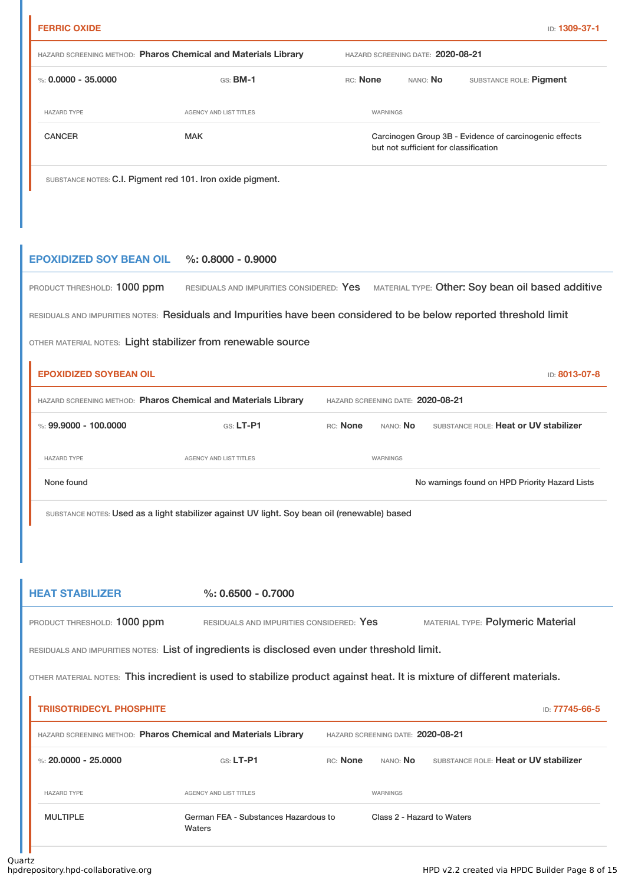### FERRIC OXIDE

ID: 1309-37-1

HAZARD SCREENING METHOD: **Pharos Chemical and Materials Library** HAZARD SCREENING DATE: **2020-08-21**

%: **0.0000 - 35.0000** GS: **BM-1** RC: **None** NANO: **No** SUBSTANCE ROLE: **Pigment**

| HAZARD TYPE | AGENCY AND LIST TITLES | WARNINGS |
| --- | --- | --- |
| CANCER | MAK | Carcinogen Group 3B - Evidence of carcinogenic effects but not sufficient for classification |

SUBSTANCE NOTES: C.I. Pigment red 101. Iron oxide pigment.

## EPOXIDIZED SOY BEAN OIL %: 0.8000 - 0.9000

PRODUCT THRESHOLD: 1000 ppm RESIDUALS AND IMPURITIES CONSIDERED: Yes MATERIAL TYPE: Other: Soy bean oil based additive

RESIDUALS AND IMPURITIES NOTES: Residuals and Impurities have been considered to be below reported threshold limit

OTHER MATERIAL NOTES: Light stabilizer from renewable source

### EPOXIDIZED SOYBEAN OIL

ID: 8013-07-8

HAZARD SCREENING METHOD: **Pharos Chemical and Materials Library** HAZARD SCREENING DATE: **2020-08-21**

%: **99.9000 - 100.0000** GS: **LT-P1** RC: **None** NANO: **No** SUBSTANCE ROLE: **Heat or UV stabilizer**

| HAZARD TYPE | AGENCY AND LIST TITLES | WARNINGS |
| --- | --- | --- |
| None found | | No warnings found on HPD Priority Hazard Lists |

SUBSTANCE NOTES: Used as a light stabilizer against UV light. Soy bean oil (renewable) based

## HEAT STABILIZER %: 0.6500 - 0.7000

PRODUCT THRESHOLD: 1000 ppm RESIDUALS AND IMPURITIES CONSIDERED: Yes MATERIAL TYPE: Polymeric Material

RESIDUALS AND IMPURITIES NOTES: List of ingredients is disclosed even under threshold limit.

OTHER MATERIAL NOTES: This incredient is used to stabilize product against heat. It is mixture of different materials.

### TRIISOTRIDECYL PHOSPHITE

ID: 77745-66-5

HAZARD SCREENING METHOD: **Pharos Chemical and Materials Library** HAZARD SCREENING DATE: **2020-08-21**

%: **20.0000 - 25.0000** GS: **LT-P1** RC: **None** NANO: **No** SUBSTANCE ROLE: **Heat or UV stabilizer**

| HAZARD TYPE | AGENCY AND LIST TITLES | WARNINGS |
| --- | --- | --- |
| MULTIPLE | German FEA - Substances Hazardous to Waters | Class 2 - Hazard to Waters |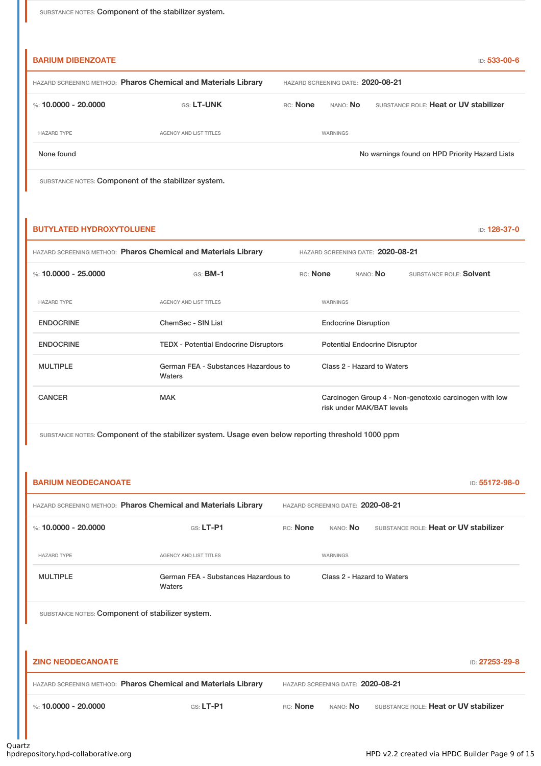SUBSTANCE NOTES: Component of the stabilizer system.

### BARIUM DIBENZOATE

ID: 533-00-6

HAZARD SCREENING METHOD: **Pharos Chemical and Materials Library** HAZARD SCREENING DATE: **2020-08-21**

%: **10.0000 - 20.0000** GS: **LT-UNK** RC: **None** NANO: **No** SUBSTANCE ROLE: **Heat or UV stabilizer**

| HAZARD TYPE | AGENCY AND LIST TITLES | WARNINGS |
| --- | --- | --- |
| None found | | No warnings found on HPD Priority Hazard Lists |

SUBSTANCE NOTES: Component of the stabilizer system.

### BUTYLATED HYDROXYTOLUENE

ID: 128-37-0

HAZARD SCREENING METHOD: **Pharos Chemical and Materials Library** HAZARD SCREENING DATE: **2020-08-21**

%: **10.0000 - 25.0000** GS: **BM-1** RC: **None** NANO: **No** SUBSTANCE ROLE: **Solvent**

| HAZARD TYPE | AGENCY AND LIST TITLES | WARNINGS |
| --- | --- | --- |
| ENDOCRINE | ChemSec - SIN List | Endocrine Disruption |
| ENDOCRINE | TEDX - Potential Endocrine Disruptors | Potential Endocrine Disruptor |
| MULTIPLE | German FEA - Substances Hazardous to Waters | Class 2 - Hazard to Waters |
| CANCER | MAK | Carcinogen Group 4 - Non-genotoxic carcinogen with low risk under MAK/BAT levels |

SUBSTANCE NOTES: Component of the stabilizer system. Usage even below reporting threshold 1000 ppm

### BARIUM NEODECANOATE

ID: 55172-98-0

HAZARD SCREENING METHOD: **Pharos Chemical and Materials Library** HAZARD SCREENING DATE: **2020-08-21**

%: **10.0000 - 20.0000** GS: **LT-P1** RC: **None** NANO: **No** SUBSTANCE ROLE: **Heat or UV stabilizer**

| HAZARD TYPE | AGENCY AND LIST TITLES | WARNINGS |
| --- | --- | --- |
| MULTIPLE | German FEA - Substances Hazardous to Waters | Class 2 - Hazard to Waters |

SUBSTANCE NOTES: Component of stabilizer system.

### ZINC NEODECANOATE

ID: 27253-29-8

HAZARD SCREENING METHOD: **Pharos Chemical and Materials Library** HAZARD SCREENING DATE: **2020-08-21**

%: **10.0000 - 20.0000** GS: **LT-P1** RC: **None** NANO: **No** SUBSTANCE ROLE: **Heat or UV stabilizer**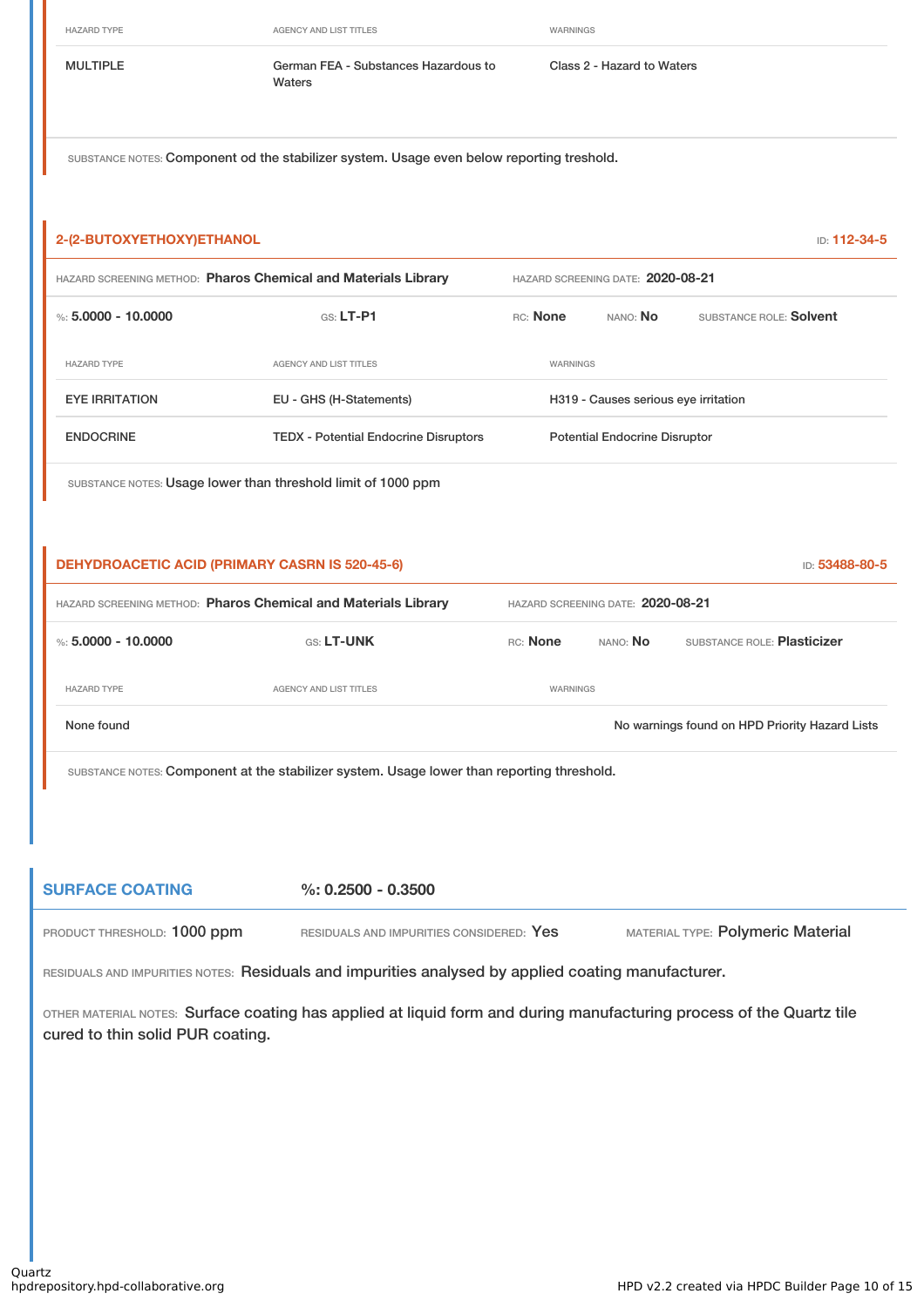| HAZARD TYPE | AGENCY AND LIST TITLES | WARNINGS |
|---|---|---|
| MULTIPLE | German FEA - Substances Hazardous to Waters | Class 2 - Hazard to Waters |

SUBSTANCE NOTES: Component od the stabilizer system. Usage even below reporting treshold.

### 2-(2-BUTOXYETHOXY)ETHANOL

ID: **112-34-5**

HAZARD SCREENING METHOD: **Pharos Chemical and Materials Library** HAZARD SCREENING DATE: **2020-08-21**

%: **5.0000 - 10.0000** GS: **LT-P1** RC: **None** NANO: **No** SUBSTANCE ROLE: **Solvent**

| HAZARD TYPE | AGENCY AND LIST TITLES | WARNINGS |
|---|---|---|
| EYE IRRITATION | EU - GHS (H-Statements) | H319 - Causes serious eye irritation |
| ENDOCRINE | TEDX - Potential Endocrine Disruptors | Potential Endocrine Disruptor |

SUBSTANCE NOTES: Usage lower than threshold limit of 1000 ppm

### DEHYDROACETIC ACID (PRIMARY CASRN IS 520-45-6)

ID: **53488-80-5**

HAZARD SCREENING METHOD: **Pharos Chemical and Materials Library** HAZARD SCREENING DATE: **2020-08-21**

%: **5.0000 - 10.0000** GS: **LT-UNK** RC: **None** NANO: **No** SUBSTANCE ROLE: **Plasticizer**

| HAZARD TYPE | AGENCY AND LIST TITLES | WARNINGS |
|---|---|---|
| None found | | No warnings found on HPD Priority Hazard Lists |

SUBSTANCE NOTES: Component at the stabilizer system. Usage lower than reporting threshold.

## SURFACE COATING

%: **0.2500 - 0.3500**

PRODUCT THRESHOLD: **1000 ppm** RESIDUALS AND IMPURITIES CONSIDERED: **Yes** MATERIAL TYPE: **Polymeric Material**

RESIDUALS AND IMPURITIES NOTES: Residuals and impurities analysed by applied coating manufacturer.

OTHER MATERIAL NOTES: Surface coating has applied at liquid form and during manufacturing process of the Quartz tile cured to thin solid PUR coating.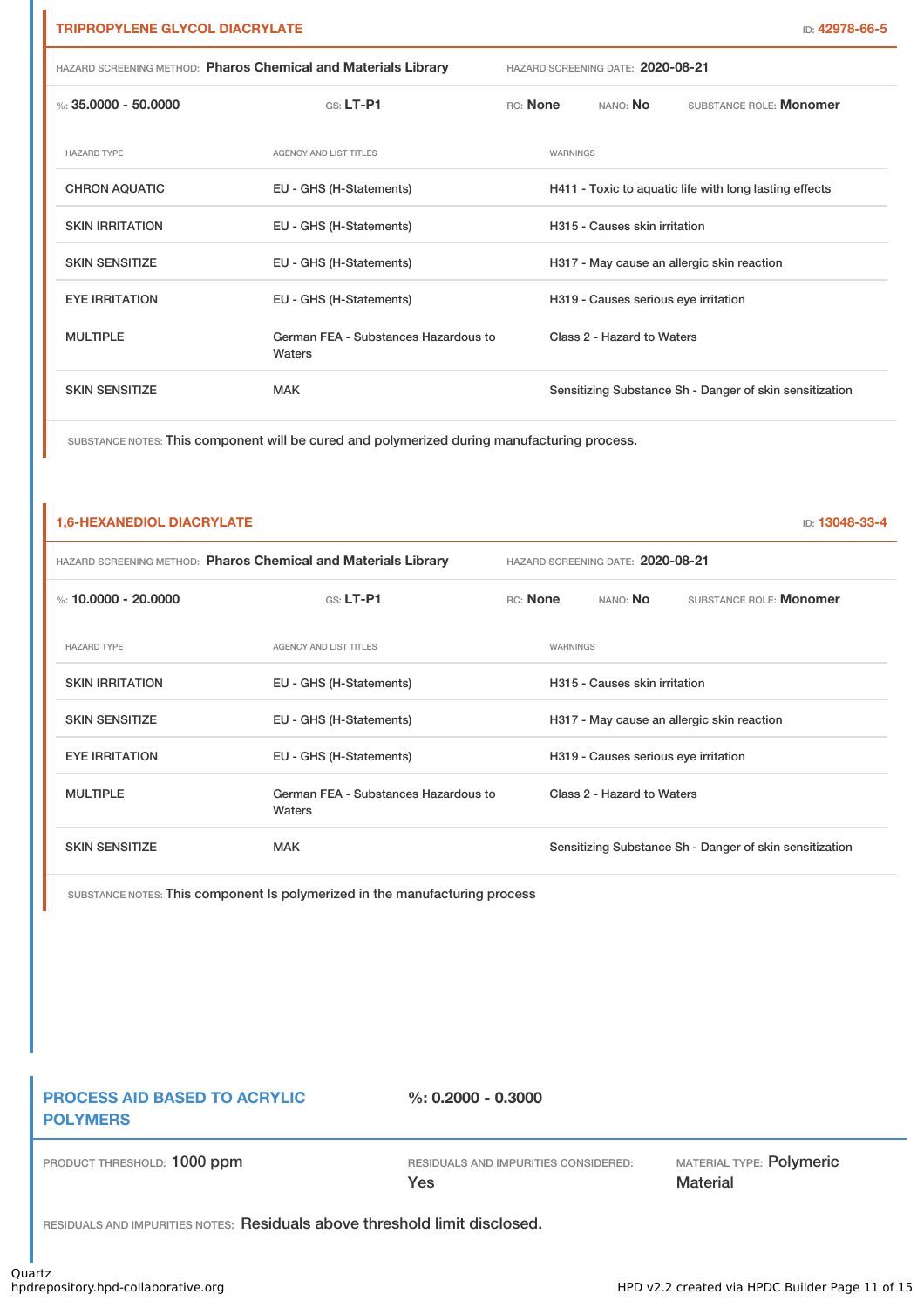### TRIPROPYLENE GLYCOL DIACRYLATE

ID: 42978-66-5

HAZARD SCREENING METHOD: **Pharos Chemical and Materials Library** HAZARD SCREENING DATE: **2020-08-21**

%: **35.0000 - 50.0000** GS: **LT-P1** RC: **None** NANO: **No** SUBSTANCE ROLE: **Monomer**

| HAZARD TYPE | AGENCY AND LIST TITLES | WARNINGS |
|---|---|---|
| CHRON AQUATIC | EU - GHS (H-Statements) | H411 - Toxic to aquatic life with long lasting effects |
| SKIN IRRITATION | EU - GHS (H-Statements) | H315 - Causes skin irritation |
| SKIN SENSITIZE | EU - GHS (H-Statements) | H317 - May cause an allergic skin reaction |
| EYE IRRITATION | EU - GHS (H-Statements) | H319 - Causes serious eye irritation |
| MULTIPLE | German FEA - Substances Hazardous to Waters | Class 2 - Hazard to Waters |
| SKIN SENSITIZE | MAK | Sensitizing Substance Sh - Danger of skin sensitization |

SUBSTANCE NOTES: This component will be cured and polymerized during manufacturing process.

### 1,6-HEXANEDIOL DIACRYLATE

ID: 13048-33-4

HAZARD SCREENING METHOD: **Pharos Chemical and Materials Library** HAZARD SCREENING DATE: **2020-08-21**

%: **10.0000 - 20.0000** GS: **LT-P1** RC: **None** NANO: **No** SUBSTANCE ROLE: **Monomer**

| HAZARD TYPE | AGENCY AND LIST TITLES | WARNINGS |
|---|---|---|
| SKIN IRRITATION | EU - GHS (H-Statements) | H315 - Causes skin irritation |
| SKIN SENSITIZE | EU - GHS (H-Statements) | H317 - May cause an allergic skin reaction |
| EYE IRRITATION | EU - GHS (H-Statements) | H319 - Causes serious eye irritation |
| MULTIPLE | German FEA - Substances Hazardous to Waters | Class 2 - Hazard to Waters |
| SKIN SENSITIZE | MAK | Sensitizing Substance Sh - Danger of skin sensitization |

SUBSTANCE NOTES: This component Is polymerized in the manufacturing process

## PROCESS AID BASED TO ACRYLIC POLYMERS

**%: 0.2000 - 0.3000**

PRODUCT THRESHOLD: 1000 ppm RESIDUALS AND IMPURITIES CONSIDERED: Yes MATERIAL TYPE: Polymeric Material

RESIDUALS AND IMPURITIES NOTES: Residuals above threshold limit disclosed.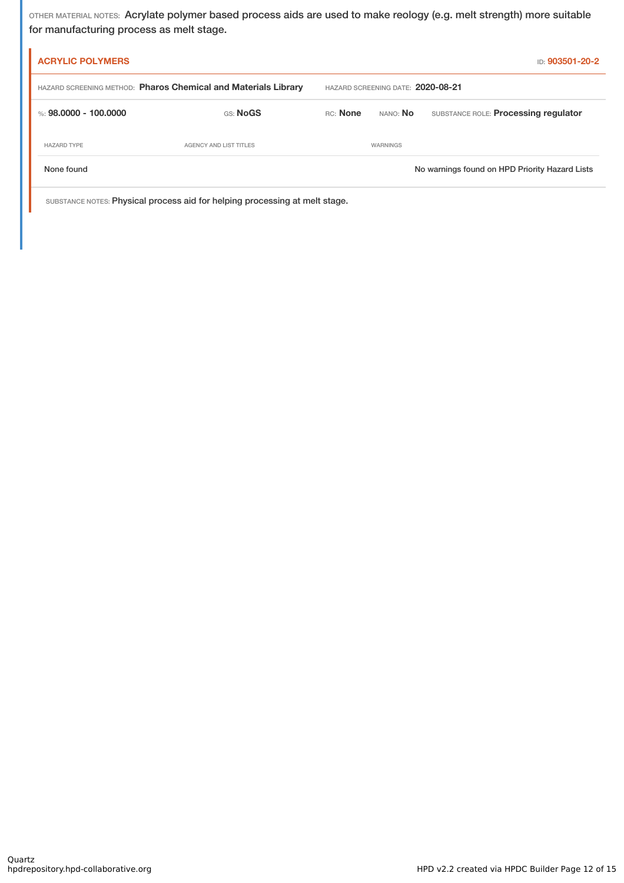OTHER MATERIAL NOTES: Acrylate polymer based process aids are used to make reology (e.g. melt strength) more suitable for manufacturing process as melt stage.

### ACRYLIC POLYMERS

ID: 903501-20-2

HAZARD SCREENING METHOD: **Pharos Chemical and Materials Library** HAZARD SCREENING DATE: **2020-08-21**

%: **98.0000 - 100.0000** GS: **NoGS** RC: **None** NANO: **No** SUBSTANCE ROLE: **Processing regulator**

| HAZARD TYPE | AGENCY AND LIST TITLES | WARNINGS |
| --- | --- | --- |
| None found | | No warnings found on HPD Priority Hazard Lists |

SUBSTANCE NOTES: Physical process aid for helping processing at melt stage.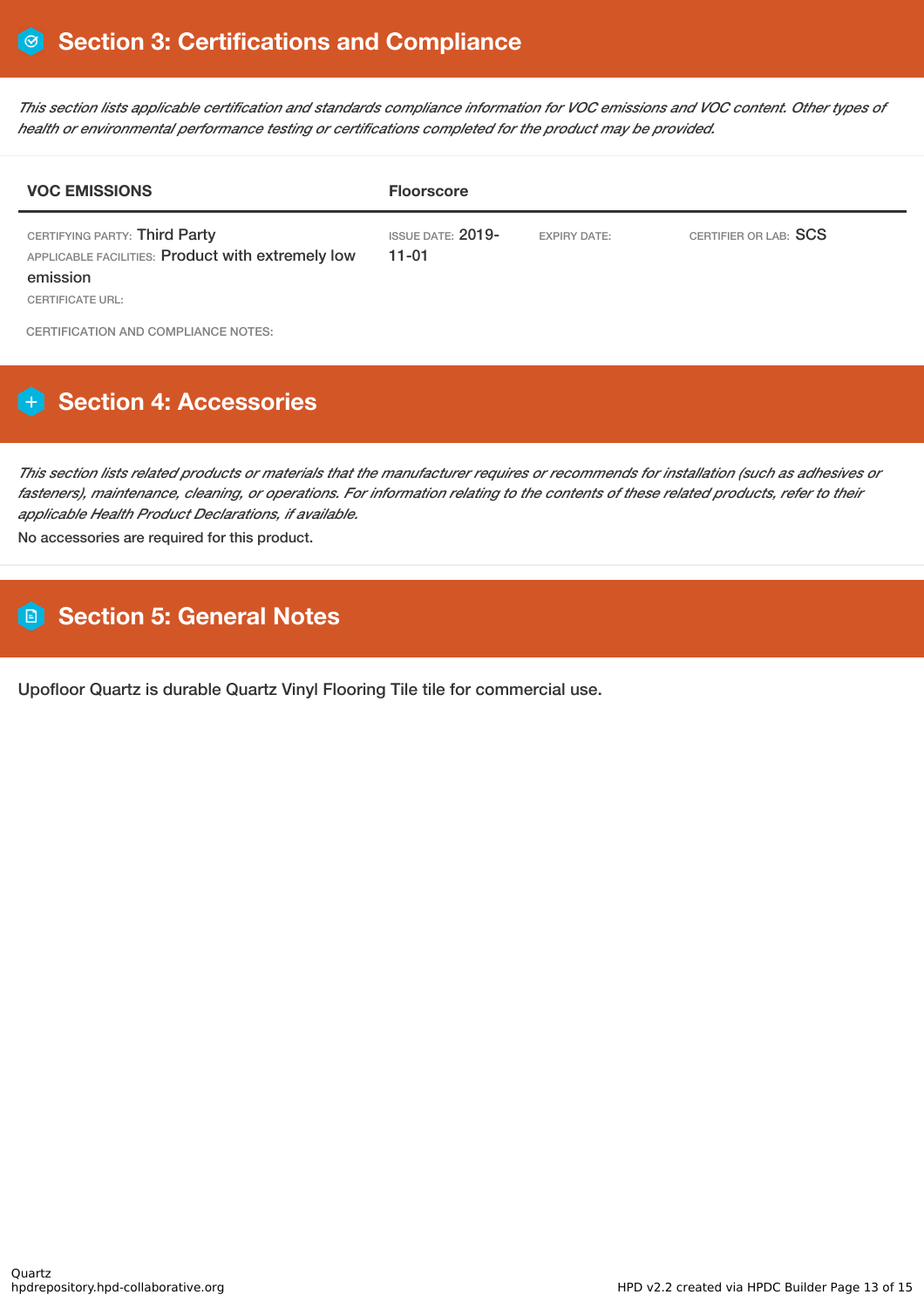## Section 3: Certifications and Compliance

*This section lists applicable certification and standards compliance information for VOC emissions and VOC content. Other types of health or environmental performance testing or certifications completed for the product may be provided.*

| VOC EMISSIONS | Floorscore | | |
|---|---|---|---|
| CERTIFYING PARTY: Third Party<br>APPLICABLE FACILITIES: Product with extremely low emission<br>CERTIFICATE URL: | ISSUE DATE: 2019-11-01 | EXPIRY DATE: | CERTIFIER OR LAB: SCS |

CERTIFICATION AND COMPLIANCE NOTES:

## Section 4: Accessories

*This section lists related products or materials that the manufacturer requires or recommends for installation (such as adhesives or fasteners), maintenance, cleaning, or operations. For information relating to the contents of these related products, refer to their applicable Health Product Declarations, if available.*

No accessories are required for this product.

## Section 5: General Notes

Upofloor Quartz is durable Quartz Vinyl Flooring Tile tile for commercial use.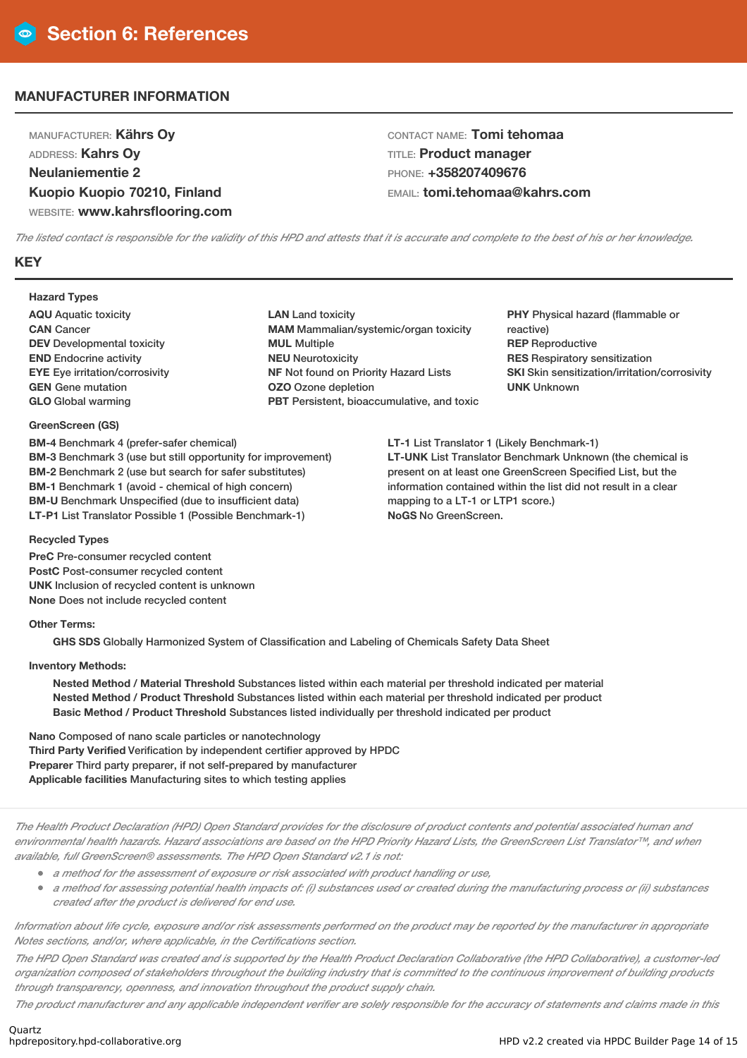# Section 6: References

## MANUFACTURER INFORMATION

MANUFACTURER: **Kährs Oy**
ADDRESS: **Kahrs Oy**
**Neulaniementie 2**
**Kuopio Kuopio 70210, Finland**
WEBSITE: **www.kahrsflooring.com**

CONTACT NAME: **Tomi tehomaa**
TITLE: **Product manager**
PHONE: **+358207409676**
EMAIL: **tomi.tehomaa@kahrs.com**

*The listed contact is responsible for the validity of this HPD and attests that it is accurate and complete to the best of his or her knowledge.*

## KEY

**Hazard Types**

**AQU** Aquatic toxicity
**CAN** Cancer
**DEV** Developmental toxicity
**END** Endocrine activity
**EYE** Eye irritation/corrosivity
**GEN** Gene mutation
**GLO** Global warming
**LAN** Land toxicity
**MAM** Mammalian/systemic/organ toxicity
**MUL** Multiple
**NEU** Neurotoxicity
**NF** Not found on Priority Hazard Lists
**OZO** Ozone depletion
**PBT** Persistent, bioaccumulative, and toxic
**PHY** Physical hazard (flammable or reactive)
**REP** Reproductive
**RES** Respiratory sensitization
**SKI** Skin sensitization/irritation/corrosivity
**UNK** Unknown

**GreenScreen (GS)**

**BM-4** Benchmark 4 (prefer-safer chemical)
**BM-3** Benchmark 3 (use but still opportunity for improvement)
**BM-2** Benchmark 2 (use but search for safer substitutes)
**BM-1** Benchmark 1 (avoid - chemical of high concern)
**BM-U** Benchmark Unspecified (due to insufficient data)
**LT-P1** List Translator Possible 1 (Possible Benchmark-1)
**LT-1** List Translator 1 (Likely Benchmark-1)
**LT-UNK** List Translator Benchmark Unknown (the chemical is present on at least one GreenScreen Specified List, but the information contained within the list did not result in a clear mapping to a LT-1 or LTP1 score.)
**NoGS** No GreenScreen.

**Recycled Types**

**PreC** Pre-consumer recycled content
**PostC** Post-consumer recycled content
**UNK** Inclusion of recycled content is unknown
**None** Does not include recycled content

**Other Terms:**

**GHS SDS** Globally Harmonized System of Classification and Labeling of Chemicals Safety Data Sheet

**Inventory Methods:**

**Nested Method / Material Threshold** Substances listed within each material per threshold indicated per material
**Nested Method / Product Threshold** Substances listed within each material per threshold indicated per product
**Basic Method / Product Threshold** Substances listed individually per threshold indicated per product

**Nano** Composed of nano scale particles or nanotechnology
**Third Party Verified** Verification by independent certifier approved by HPDC
**Preparer** Third party preparer, if not self-prepared by manufacturer
**Applicable facilities** Manufacturing sites to which testing applies

*The Health Product Declaration (HPD) Open Standard provides for the disclosure of product contents and potential associated human and environmental health hazards. Hazard associations are based on the HPD Priority Hazard Lists, the GreenScreen List Translator™, and when available, full GreenScreen® assessments. The HPD Open Standard v2.1 is not:*

- *a method for the assessment of exposure or risk associated with product handling or use,*
- *a method for assessing potential health impacts of: (i) substances used or created during the manufacturing process or (ii) substances created after the product is delivered for end use.*

*Information about life cycle, exposure and/or risk assessments performed on the product may be reported by the manufacturer in appropriate Notes sections, and/or, where applicable, in the Certifications section.*

*The HPD Open Standard was created and is supported by the Health Product Declaration Collaborative (the HPD Collaborative), a customer-led organization composed of stakeholders throughout the building industry that is committed to the continuous improvement of building products through transparency, openness, and innovation throughout the product supply chain.*

*The product manufacturer and any applicable independent verifier are solely responsible for the accuracy of statements and claims made in this*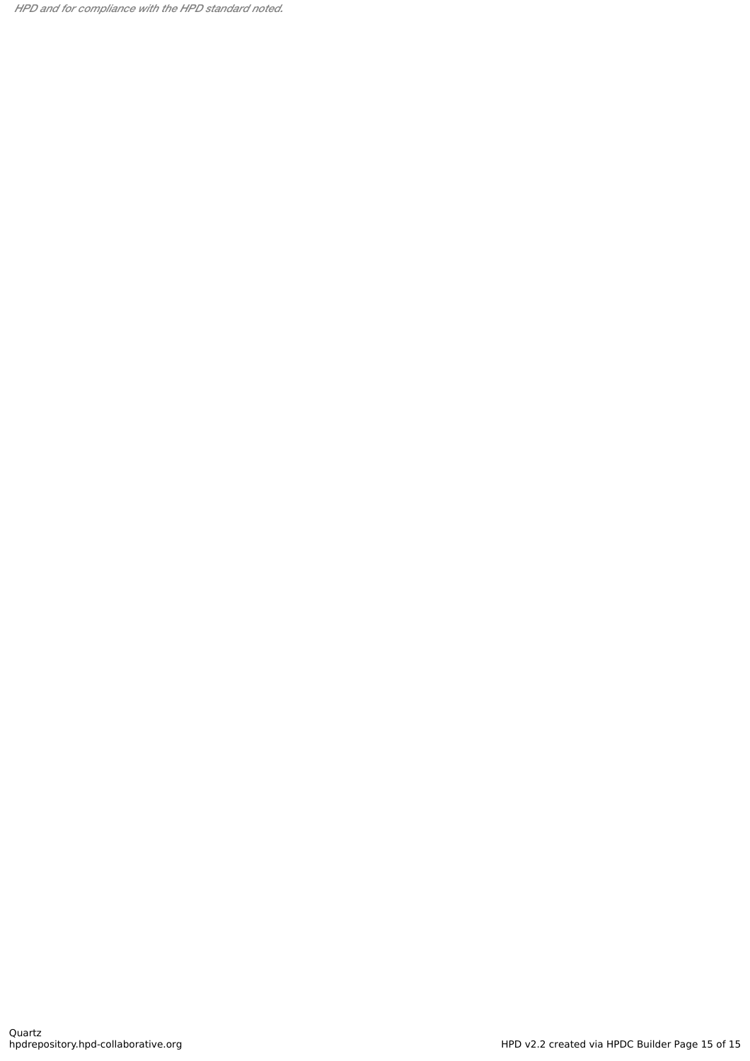*HPD and for compliance with the HPD standard noted.*